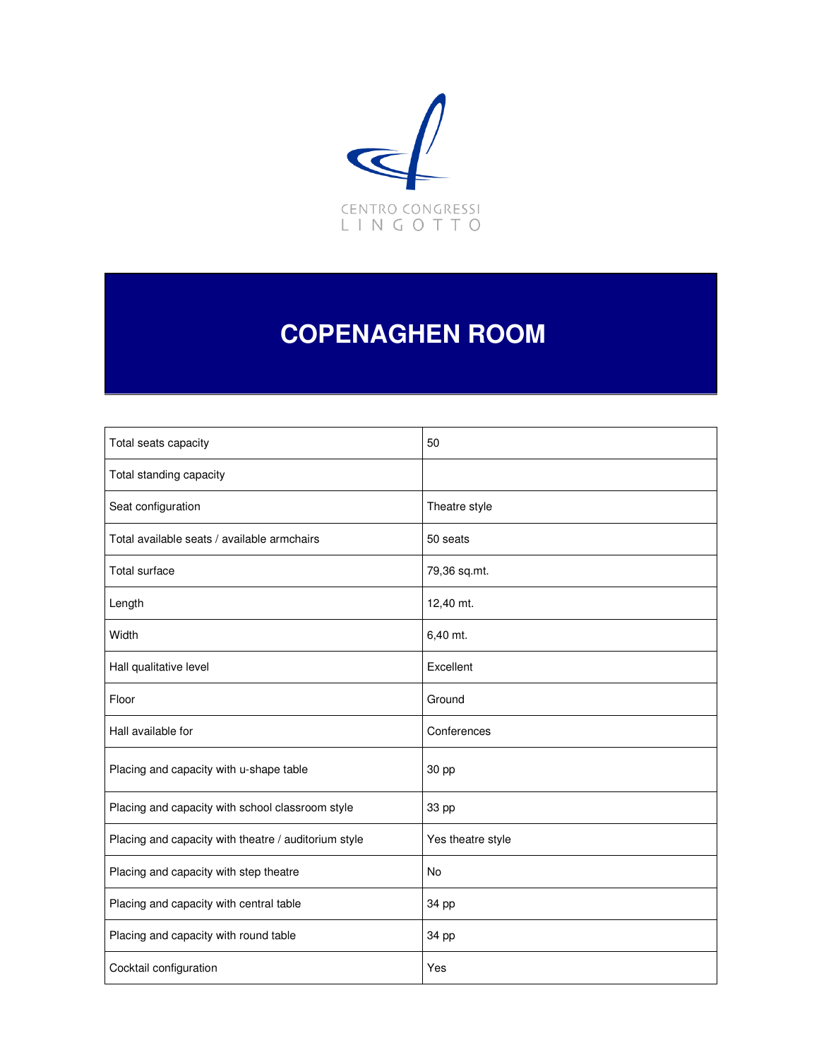CENTRO CONGRESSI
LINGOTTO

# COPENAGHEN ROOM

| | |
|---|---|
| Total seats capacity | 50 |
| Total standing capacity | |
| Seat configuration | Theatre style |
| Total available seats / available armchairs | 50 seats |
| Total surface | 79,36 sq.mt. |
| Length | 12,40 mt. |
| Width | 6,40 mt. |
| Hall qualitative level | Excellent |
| Floor | Ground |
| Hall available for | Conferences |
| Placing and capacity with u-shape table | 30 pp |
| Placing and capacity with school classroom style | 33 pp |
| Placing and capacity with theatre / auditorium style | Yes theatre style |
| Placing and capacity with step theatre | No |
| Placing and capacity with central table | 34 pp |
| Placing and capacity with round table | 34 pp |
| Cocktail configuration | Yes |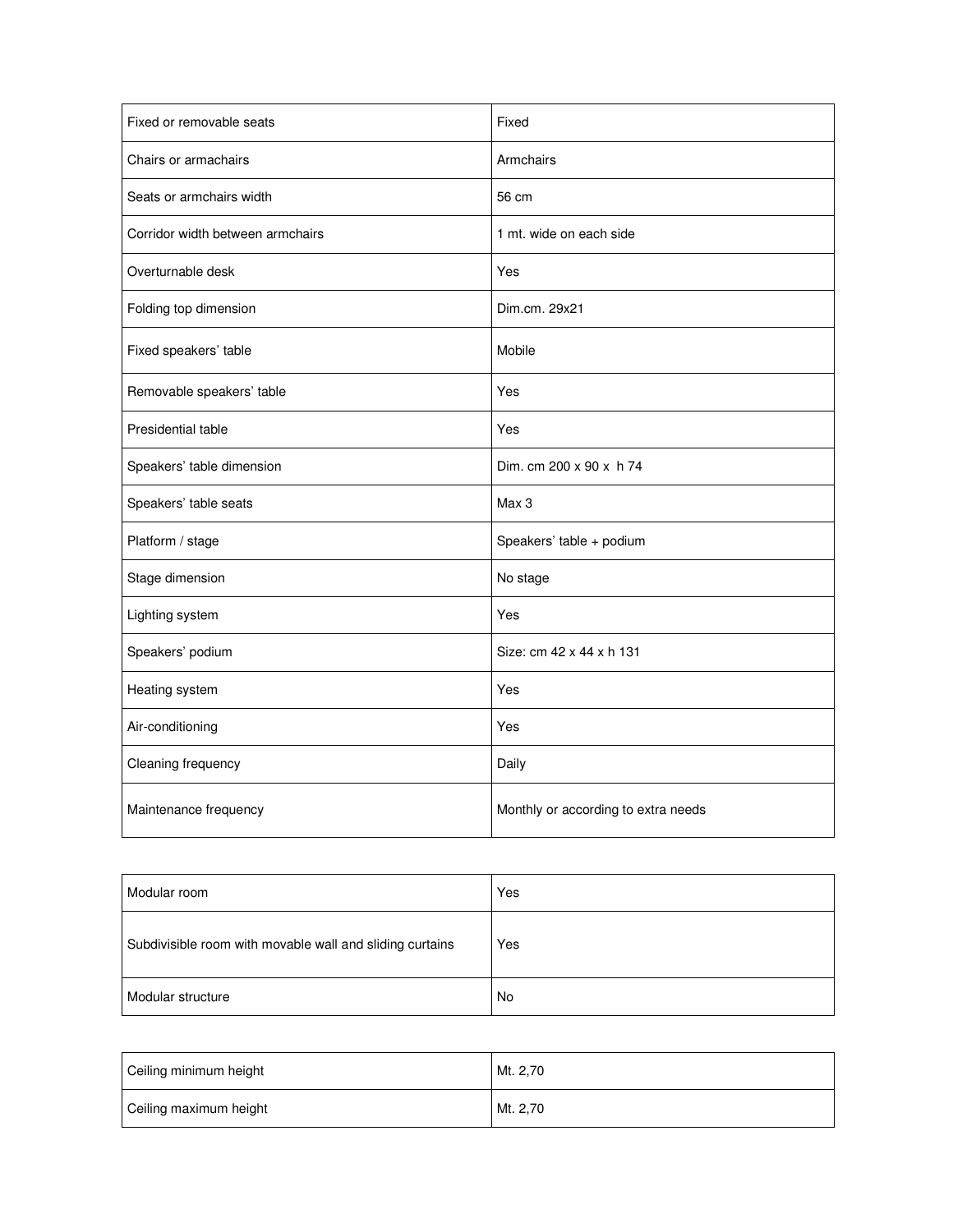| | |
|---|---|
| Fixed or removable seats | Fixed |
| Chairs or armachairs | Armchairs |
| Seats or armchairs width | 56 cm |
| Corridor width between armchairs | 1 mt. wide on each side |
| Overturnable desk | Yes |
| Folding top dimension | Dim.cm. 29x21 |
| Fixed speakers' table | Mobile |
| Removable speakers' table | Yes |
| Presidential table | Yes |
| Speakers' table dimension | Dim. cm 200 x 90 x h 74 |
| Speakers' table seats | Max 3 |
| Platform / stage | Speakers' table + podium |
| Stage dimension | No stage |
| Lighting system | Yes |
| Speakers' podium | Size: cm 42 x 44 x h 131 |
| Heating system | Yes |
| Air-conditioning | Yes |
| Cleaning frequency | Daily |
| Maintenance frequency | Monthly or according to extra needs |

| | |
|---|---|
| Modular room | Yes |
| Subdivisible room with movable wall and sliding curtains | Yes |
| Modular structure | No |

| | |
|---|---|
| Ceiling minimum height | Mt. 2,70 |
| Ceiling maximum height | Mt. 2,70 |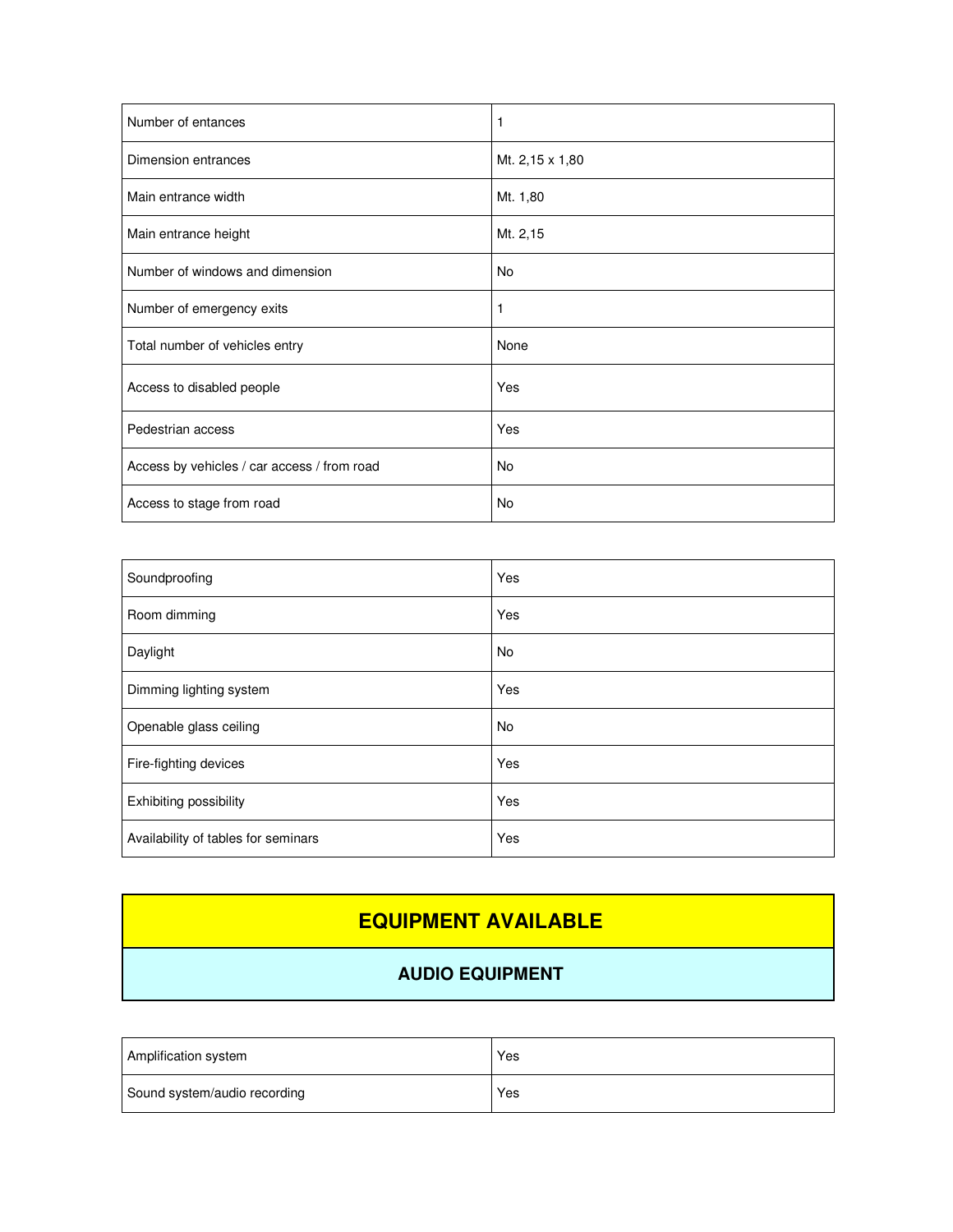| Number of entances | 1 |
|---|---|
| Dimension entrances | Mt. 2,15 x 1,80 |
| Main entrance width | Mt. 1,80 |
| Main entrance height | Mt. 2,15 |
| Number of windows and dimension | No |
| Number of emergency exits | 1 |
| Total number of vehicles entry | None |
| Access to disabled people | Yes |
| Pedestrian access | Yes |
| Access by vehicles / car access / from road | No |
| Access to stage from road | No |

| Soundproofing | Yes |
|---|---|
| Room dimming | Yes |
| Daylight | No |
| Dimming lighting system | Yes |
| Openable glass ceiling | No |
| Fire-fighting devices | Yes |
| Exhibiting possibility | Yes |
| Availability of tables for seminars | Yes |

# EQUIPMENT AVAILABLE

## AUDIO EQUIPMENT

| Amplification system | Yes |
|---|---|
| Sound system/audio recording | Yes |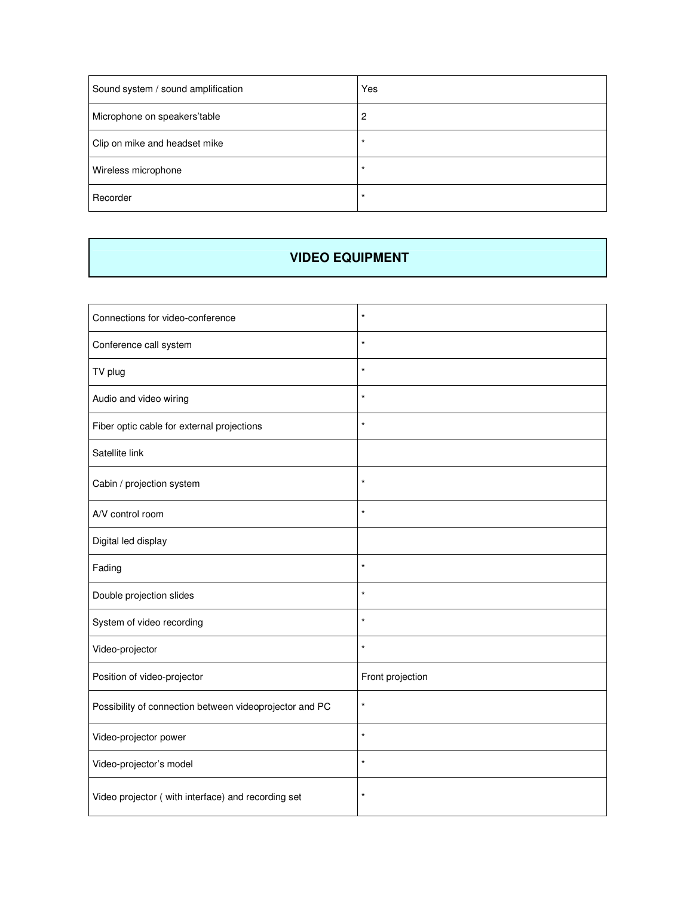| | |
|---|---|
| Sound system / sound amplification | Yes |
| Microphone on speakers'table | 2 |
| Clip on mike and headset mike | * |
| Wireless microphone | * |
| Recorder | * |

## VIDEO EQUIPMENT

| | |
|---|---|
| Connections for video-conference | * |
| Conference call system | * |
| TV plug | * |
| Audio and video wiring | * |
| Fiber optic cable for external projections | * |
| Satellite link | |
| Cabin / projection system | * |
| A/V control room | * |
| Digital led display | |
| Fading | * |
| Double projection slides | * |
| System of video recording | * |
| Video-projector | * |
| Position of video-projector | Front projection |
| Possibility of connection between videoprojector and PC | * |
| Video-projector power | * |
| Video-projector's model | * |
| Video projector ( with interface) and recording set | * |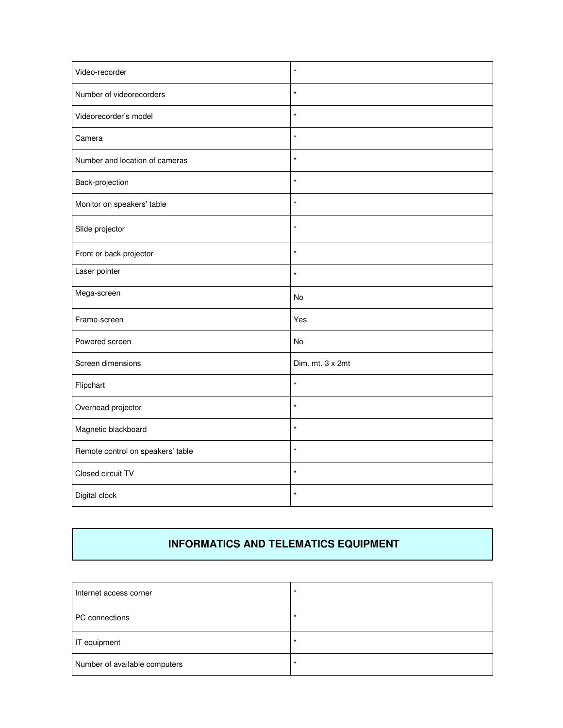| Video-recorder | * |
|---|---|
| Number of videorecorders | * |
| Videorecorder's model | * |
| Camera | * |
| Number and location of cameras | * |
| Back-projection | * |
| Monitor on speakers' table | * |
| Slide projector | * |
| Front or back projector | * |
| Laser pointer | * |
| Mega-screen | No |
| Frame-screen | Yes |
| Powered screen | No |
| Screen dimensions | Dim. mt. 3 x 2mt |
| Flipchart | * |
| Overhead projector | * |
| Magnetic blackboard | * |
| Remote control on speakers' table | * |
| Closed circuit TV | * |
| Digital clock | * |

## INFORMATICS AND TELEMATICS EQUIPMENT

| Internet access corner | * |
|---|---|
| PC connections | * |
| IT equipment | * |
| Number of available computers | * |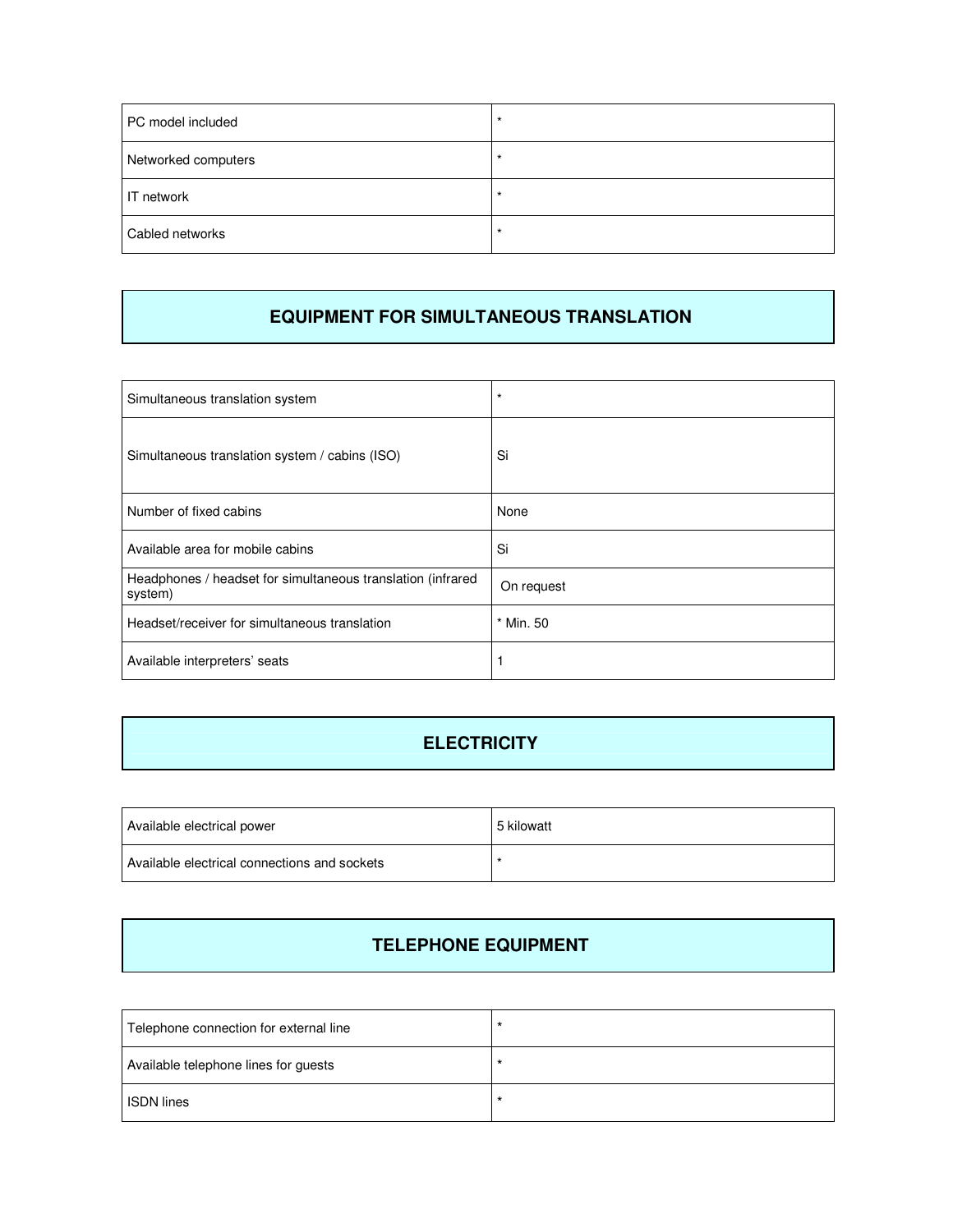| PC model included | * |
| --- | --- |
| Networked computers | * |
| IT network | * |
| Cabled networks | * |

## EQUIPMENT FOR SIMULTANEOUS TRANSLATION

| Simultaneous translation system | * |
| --- | --- |
| Simultaneous translation system / cabins (ISO) | Si |
| Number of fixed cabins | None |
| Available area for mobile cabins | Si |
| Headphones / headset for simultaneous translation (infrared system) | On request |
| Headset/receiver for simultaneous translation | * Min. 50 |
| Available interpreters' seats | 1 |

## ELECTRICITY

| Available electrical power | 5 kilowatt |
| --- | --- |
| Available electrical connections and sockets | * |

## TELEPHONE EQUIPMENT

| Telephone connection for external line | * |
| --- | --- |
| Available telephone lines for guests | * |
| ISDN lines | * |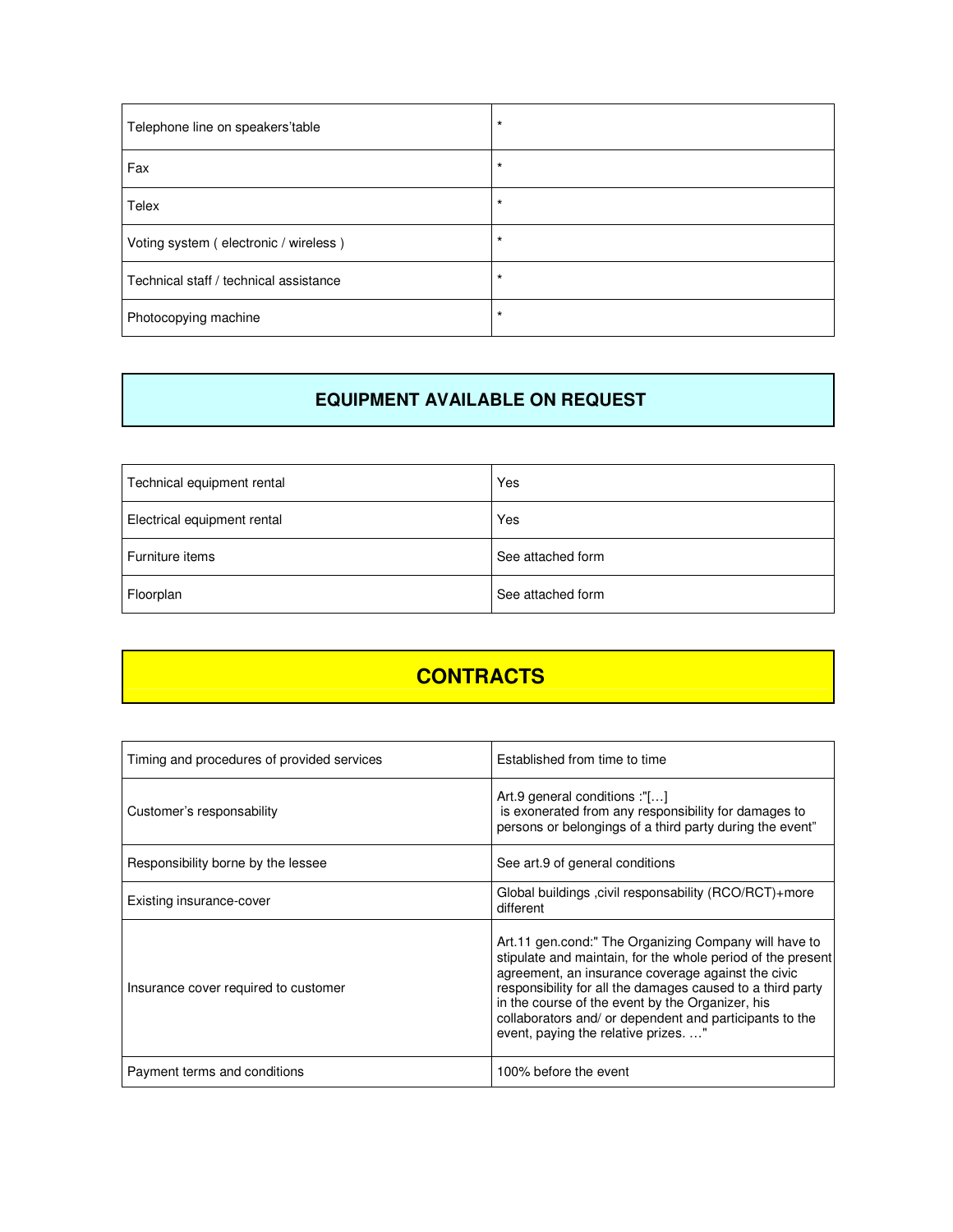| | |
|---|---|
| Telephone line on speakers'table | * |
| Fax | * |
| Telex | * |
| Voting system ( electronic / wireless ) | * |
| Technical staff / technical assistance | * |
| Photocopying machine | * |

## EQUIPMENT AVAILABLE ON REQUEST

| | |
|---|---|
| Technical equipment rental | Yes |
| Electrical equipment rental | Yes |
| Furniture items | See attached form |
| Floorplan | See attached form |

## CONTRACTS

| | |
|---|---|
| Timing and procedures of provided services | Established from time to time |
| Customer's responsability | Art.9 general conditions :"[…] is exonerated from any responsibility for damages to persons or belongings of a third party during the event" |
| Responsibility borne by the lessee | See art.9 of general conditions |
| Existing insurance-cover | Global buildings ,civil responsability (RCO/RCT)+more different |
| Insurance cover required to customer | Art.11 gen.cond:" The Organizing Company will have to stipulate and maintain, for the whole period of the present agreement, an insurance coverage against the civic responsibility for all the damages caused to a third party in the course of the event by the Organizer, his collaborators and/ or dependent and participants to the event, paying the relative prizes. …" |
| Payment terms and conditions | 100% before the event |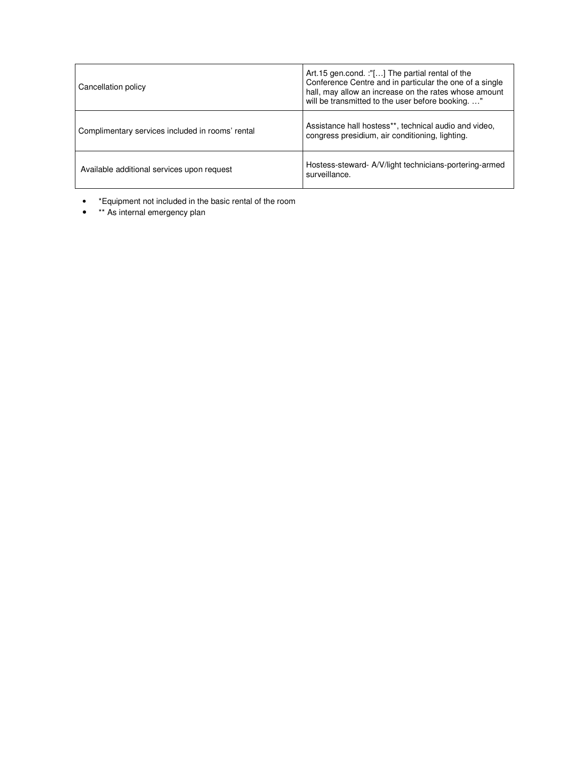| | |
|---|---|
| Cancellation policy | Art.15 gen.cond. :"[…] The partial rental of the Conference Centre and in particular the one of a single hall, may allow an increase on the rates whose amount will be transmitted to the user before booking. …" |
| Complimentary services included in rooms' rental | Assistance hall hostess**, technical audio and video, congress presidium, air conditioning, lighting. |
| Available additional services upon request | Hostess-steward- A/V/light technicians-portering-armed surveillance. |

- *Equipment not included in the basic rental of the room
- ** As internal emergency plan